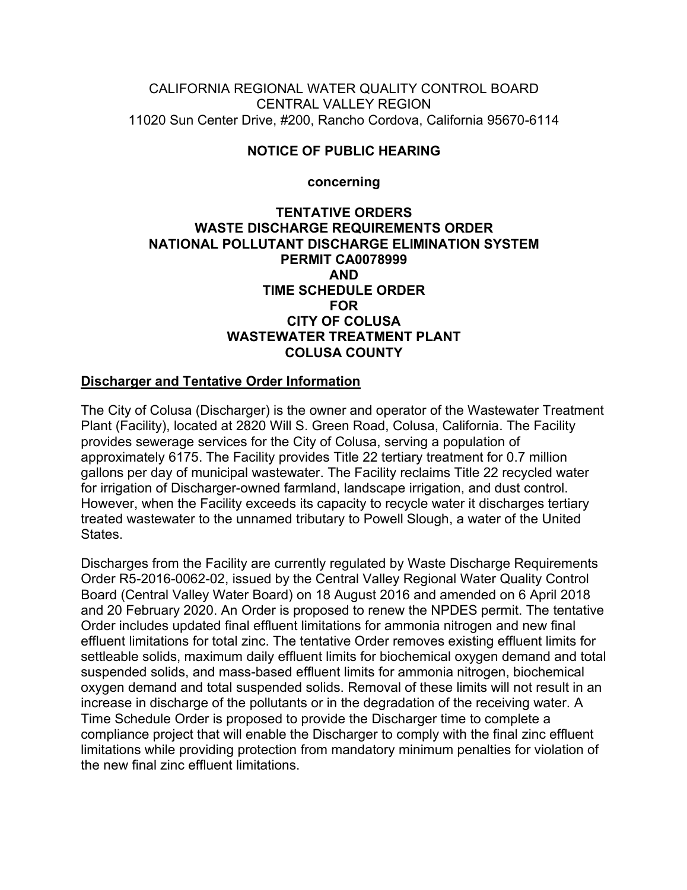CALIFORNIA REGIONAL WATER QUALITY CONTROL BOARD
CENTRAL VALLEY REGION
11020 Sun Center Drive, #200, Rancho Cordova, California 95670-6114

# NOTICE OF PUBLIC HEARING

**concerning**

## TENTATIVE ORDERS
## WASTE DISCHARGE REQUIREMENTS ORDER
## NATIONAL POLLUTANT DISCHARGE ELIMINATION SYSTEM
## PERMIT CA0078999
## AND
## TIME SCHEDULE ORDER
## FOR
## CITY OF COLUSA
## WASTEWATER TREATMENT PLANT
## COLUSA COUNTY

### Discharger and Tentative Order Information

The City of Colusa (Discharger) is the owner and operator of the Wastewater Treatment Plant (Facility), located at 2820 Will S. Green Road, Colusa, California. The Facility provides sewerage services for the City of Colusa, serving a population of approximately 6175. The Facility provides Title 22 tertiary treatment for 0.7 million gallons per day of municipal wastewater. The Facility reclaims Title 22 recycled water for irrigation of Discharger-owned farmland, landscape irrigation, and dust control. However, when the Facility exceeds its capacity to recycle water it discharges tertiary treated wastewater to the unnamed tributary to Powell Slough, a water of the United States.

Discharges from the Facility are currently regulated by Waste Discharge Requirements Order R5-2016-0062-02, issued by the Central Valley Regional Water Quality Control Board (Central Valley Water Board) on 18 August 2016 and amended on 6 April 2018 and 20 February 2020. An Order is proposed to renew the NPDES permit. The tentative Order includes updated final effluent limitations for ammonia nitrogen and new final effluent limitations for total zinc. The tentative Order removes existing effluent limits for settleable solids, maximum daily effluent limits for biochemical oxygen demand and total suspended solids, and mass-based effluent limits for ammonia nitrogen, biochemical oxygen demand and total suspended solids. Removal of these limits will not result in an increase in discharge of the pollutants or in the degradation of the receiving water. A Time Schedule Order is proposed to provide the Discharger time to complete a compliance project that will enable the Discharger to comply with the final zinc effluent limitations while providing protection from mandatory minimum penalties for violation of the new final zinc effluent limitations.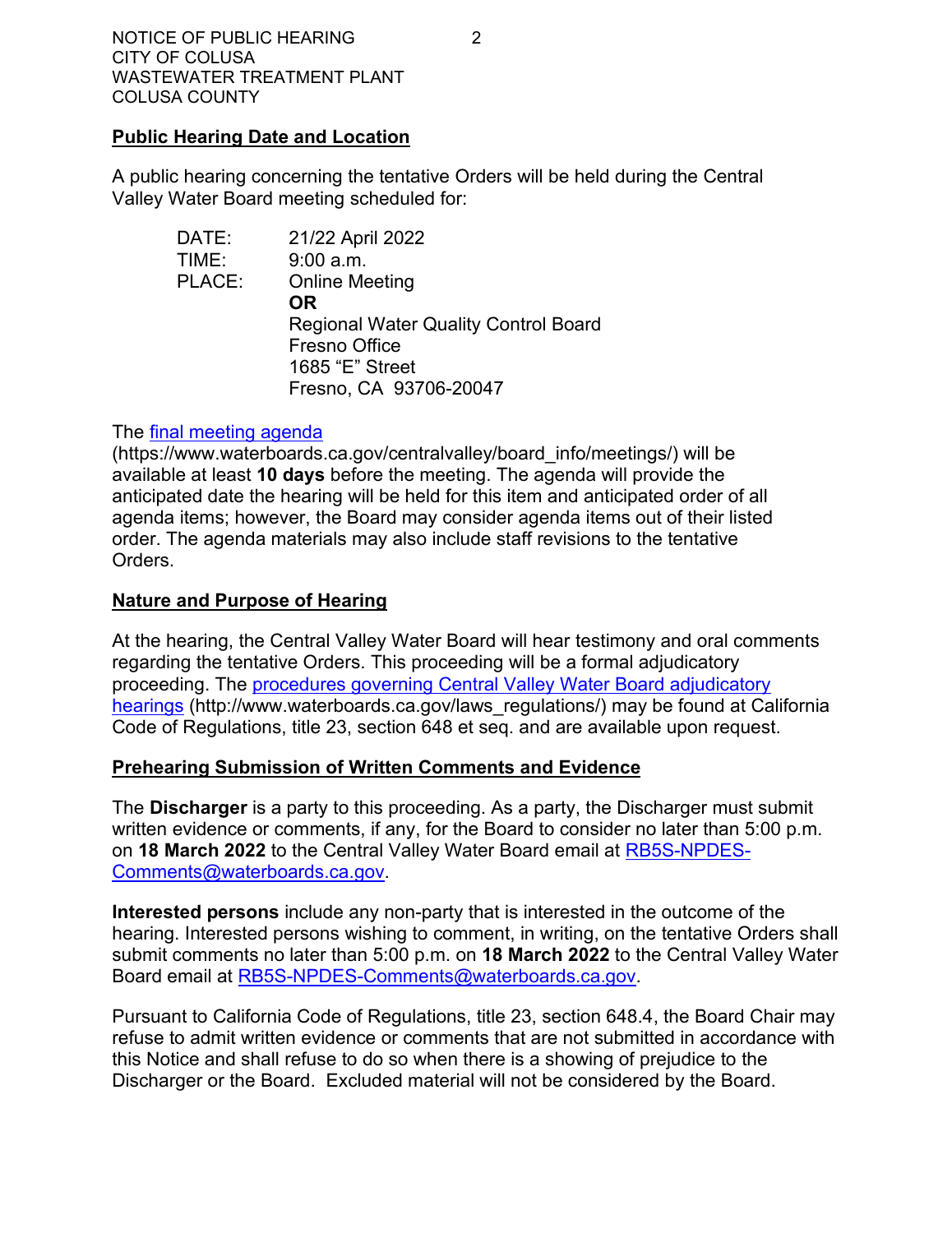## Public Hearing Date and Location

A public hearing concerning the tentative Orders will be held during the Central Valley Water Board meeting scheduled for:

DATE: 21/22 April 2022
TIME: 9:00 a.m.
PLACE: Online Meeting
**OR**
Regional Water Quality Control Board
Fresno Office
1685 "E" Street
Fresno, CA 93706-20047

The final meeting agenda (https://www.waterboards.ca.gov/centralvalley/board_info/meetings/) will be available at least **10 days** before the meeting. The agenda will provide the anticipated date the hearing will be held for this item and anticipated order of all agenda items; however, the Board may consider agenda items out of their listed order. The agenda materials may also include staff revisions to the tentative Orders.

## Nature and Purpose of Hearing

At the hearing, the Central Valley Water Board will hear testimony and oral comments regarding the tentative Orders. This proceeding will be a formal adjudicatory proceeding. The procedures governing Central Valley Water Board adjudicatory hearings (http://www.waterboards.ca.gov/laws_regulations/) may be found at California Code of Regulations, title 23, section 648 et seq. and are available upon request.

## Prehearing Submission of Written Comments and Evidence

The **Discharger** is a party to this proceeding. As a party, the Discharger must submit written evidence or comments, if any, for the Board to consider no later than 5:00 p.m. on **18 March 2022** to the Central Valley Water Board email at RB5S-NPDES-Comments@waterboards.ca.gov.

**Interested persons** include any non-party that is interested in the outcome of the hearing. Interested persons wishing to comment, in writing, on the tentative Orders shall submit comments no later than 5:00 p.m. on **18 March 2022** to the Central Valley Water Board email at RB5S-NPDES-Comments@waterboards.ca.gov.

Pursuant to California Code of Regulations, title 23, section 648.4, the Board Chair may refuse to admit written evidence or comments that are not submitted in accordance with this Notice and shall refuse to do so when there is a showing of prejudice to the Discharger or the Board. Excluded material will not be considered by the Board.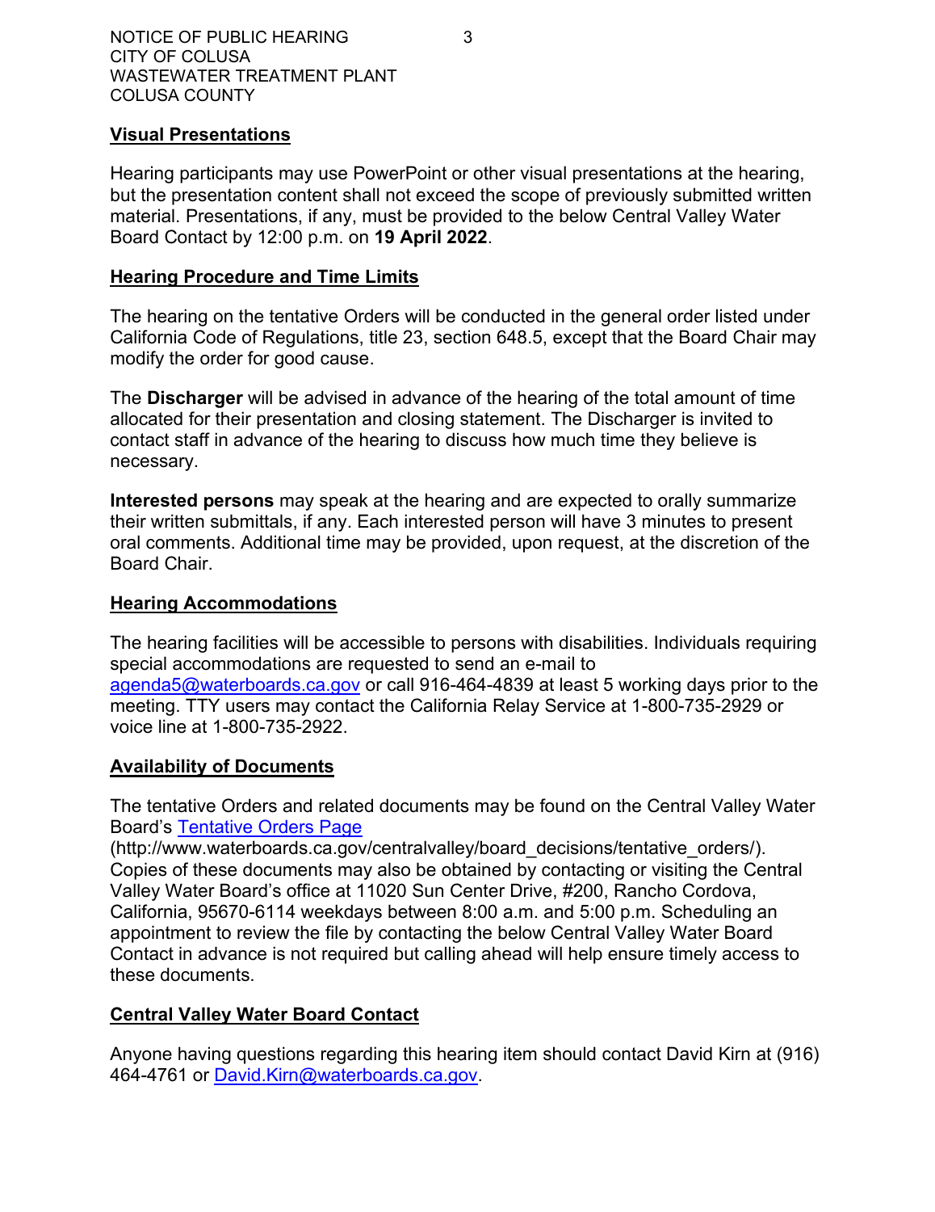## Visual Presentations

Hearing participants may use PowerPoint or other visual presentations at the hearing, but the presentation content shall not exceed the scope of previously submitted written material. Presentations, if any, must be provided to the below Central Valley Water Board Contact by 12:00 p.m. on **19 April 2022**.

## Hearing Procedure and Time Limits

The hearing on the tentative Orders will be conducted in the general order listed under California Code of Regulations, title 23, section 648.5, except that the Board Chair may modify the order for good cause.

The **Discharger** will be advised in advance of the hearing of the total amount of time allocated for their presentation and closing statement. The Discharger is invited to contact staff in advance of the hearing to discuss how much time they believe is necessary.

**Interested persons** may speak at the hearing and are expected to orally summarize their written submittals, if any. Each interested person will have 3 minutes to present oral comments. Additional time may be provided, upon request, at the discretion of the Board Chair.

## Hearing Accommodations

The hearing facilities will be accessible to persons with disabilities. Individuals requiring special accommodations are requested to send an e-mail to agenda5@waterboards.ca.gov or call 916-464-4839 at least 5 working days prior to the meeting. TTY users may contact the California Relay Service at 1-800-735-2929 or voice line at 1-800-735-2922.

## Availability of Documents

The tentative Orders and related documents may be found on the Central Valley Water Board's Tentative Orders Page (http://www.waterboards.ca.gov/centralvalley/board_decisions/tentative_orders/). Copies of these documents may also be obtained by contacting or visiting the Central Valley Water Board's office at 11020 Sun Center Drive, #200, Rancho Cordova, California, 95670-6114 weekdays between 8:00 a.m. and 5:00 p.m. Scheduling an appointment to review the file by contacting the below Central Valley Water Board Contact in advance is not required but calling ahead will help ensure timely access to these documents.

## Central Valley Water Board Contact

Anyone having questions regarding this hearing item should contact David Kirn at (916) 464-4761 or David.Kirn@waterboards.ca.gov.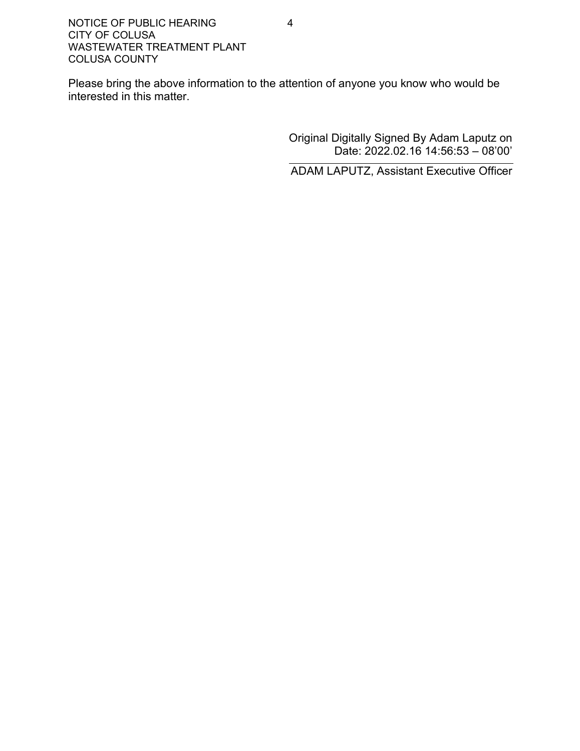Please bring the above information to the attention of anyone you know who would be interested in this matter.

Original Digitally Signed By Adam Laputz on
Date: 2022.02.16 14:56:53 – 08'00'

ADAM LAPUTZ, Assistant Executive Officer